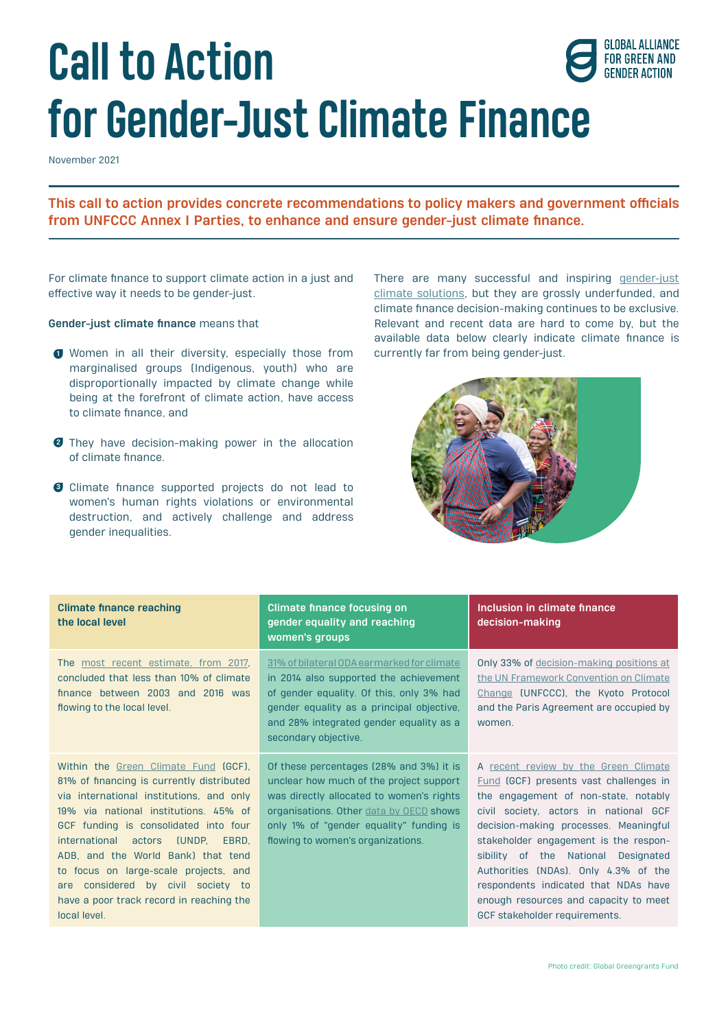# Call to Action for Gender-Just Climate Finance

GLOBAL ALLIANCE FOR GREEN AND GENDER ACTION

November 2021

**This call to action provides concrete recommendations to policy makers and government officials from UNFCCC Annex I Parties, to enhance and ensure gender-just climate finance.**

For climate finance to support climate action in a just and effective way it needs to be gender-just.

**Gender-just climate finance** means that

1. Women in all their diversity, especially those from marginalised groups (Indigenous, youth) who are disproportionally impacted by climate change while being at the forefront of climate action, have access to climate finance, and
2. They have decision-making power in the allocation of climate finance.
3. Climate finance supported projects do not lead to women's human rights violations or environmental destruction, and actively challenge and address gender inequalities.

There are many successful and inspiring gender-just climate solutions, but they are grossly underfunded, and climate finance decision-making continues to be exclusive. Relevant and recent data are hard to come by, but the available data below clearly indicate climate finance is currently far from being gender-just.

| Climate finance reaching the local level | Climate finance focusing on gender equality and reaching women's groups | Inclusion in climate finance decision-making |
|---|---|---|
| The most recent estimate, from 2017, concluded that less than 10% of climate finance between 2003 and 2016 was flowing to the local level. | 31% of bilateral ODA earmarked for climate in 2014 also supported the achievement of gender equality. Of this, only 3% had gender equality as a principal objective, and 28% integrated gender equality as a secondary objective. | Only 33% of decision-making positions at the UN Framework Convention on Climate Change (UNFCCC), the Kyoto Protocol and the Paris Agreement are occupied by women. |
| Within the Green Climate Fund (GCF), 81% of financing is currently distributed via international institutions, and only 19% via national institutions. 45% of GCF funding is consolidated into four international actors (UNDP, EBRD, ADB, and the World Bank) that tend to focus on large-scale projects, and are considered by civil society to have a poor track record in reaching the local level. | Of these percentages (28% and 3%) it is unclear how much of the project support was directly allocated to women's rights organisations. Other data by OECD shows only 1% of "gender equality" funding is flowing to women's organizations. | A recent review by the Green Climate Fund (GCF) presents vast challenges in the engagement of non-state, notably civil society, actors in national GCF decision-making processes. Meaningful stakeholder engagement is the responsibility of the National Designated Authorities (NDAs). Only 4.3% of the respondents indicated that NDAs have enough resources and capacity to meet GCF stakeholder requirements. |

Photo credit: Global Greengrants Fund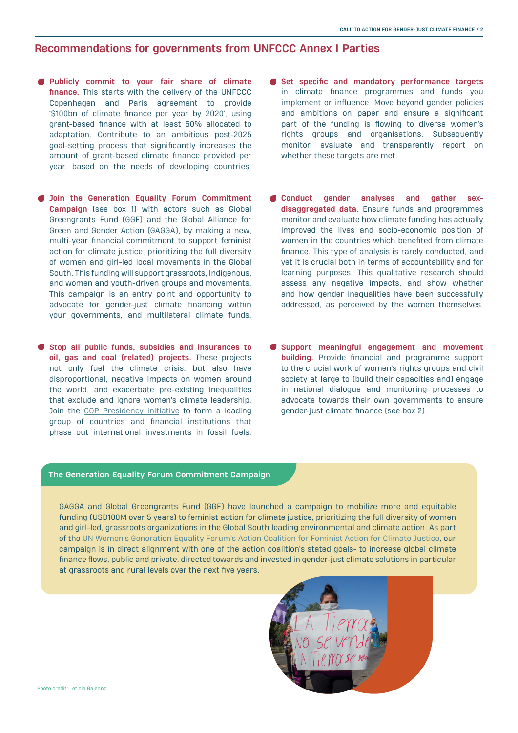## Recommendations for governments from UNFCCC Annex I Parties

- **Publicly commit to your fair share of climate finance.** This starts with the delivery of the UNFCCC Copenhagen and Paris agreement to provide '$100bn of climate finance per year by 2020', using grant-based finance with at least 50% allocated to adaptation. Contribute to an ambitious post-2025 goal-setting process that significantly increases the amount of grant-based climate finance provided per year, based on the needs of developing countries.

- **Join the Generation Equality Forum Commitment Campaign** (see box 1) with actors such as Global Greengrants Fund (GGF) and the Global Alliance for Green and Gender Action (GAGGA), by making a new, multi-year financial commitment to support feminist action for climate justice, prioritizing the full diversity of women and girl-led local movements in the Global South. This funding will support grassroots, Indigenous, and women and youth-driven groups and movements. This campaign is an entry point and opportunity to advocate for gender-just climate financing within your governments, and multilateral climate funds.

- **Stop all public funds, subsidies and insurances to oil, gas and coal (related) projects.** These projects not only fuel the climate crisis, but also have disproportional, negative impacts on women around the world, and exacerbate pre-existing inequalities that exclude and ignore women's climate leadership. Join the COP Presidency initiative to form a leading group of countries and financial institutions that phase out international investments in fossil fuels.

- **Set specific and mandatory performance targets** in climate finance programmes and funds you implement or influence. Move beyond gender policies and ambitions on paper and ensure a significant part of the funding is flowing to diverse women's rights groups and organisations. Subsequently monitor, evaluate and transparently report on whether these targets are met.

- **Conduct gender analyses and gather sex-disaggregated data.** Ensure funds and programmes monitor and evaluate how climate funding has actually improved the lives and socio-economic position of women in the countries which benefited from climate finance. This type of analysis is rarely conducted, and yet it is crucial both in terms of accountability and for learning purposes. This qualitative research should assess any negative impacts, and show whether and how gender inequalities have been successfully addressed, as perceived by the women themselves.

- **Support meaningful engagement and movement building.** Provide financial and programme support to the crucial work of women's rights groups and civil society at large to (build their capacities and) engage in national dialogue and monitoring processes to advocate towards their own governments to ensure gender-just climate finance (see box 2).

### The Generation Equality Forum Commitment Campaign

GAGGA and Global Greengrants Fund (GGF) have launched a campaign to mobilize more and equitable funding (USD100M over 5 years) to feminist action for climate justice, prioritizing the full diversity of women and girl-led, grassroots organizations in the Global South leading environmental and climate action. As part of the UN Women's Generation Equality Forum's Action Coalition for Feminist Action for Climate Justice, our campaign is in direct alignment with one of the action coalition's stated goals- to increase global climate finance flows, public and private, directed towards and invested in gender-just climate solutions in particular at grassroots and rural levels over the next five years.

Photo credit: Leticia Galeano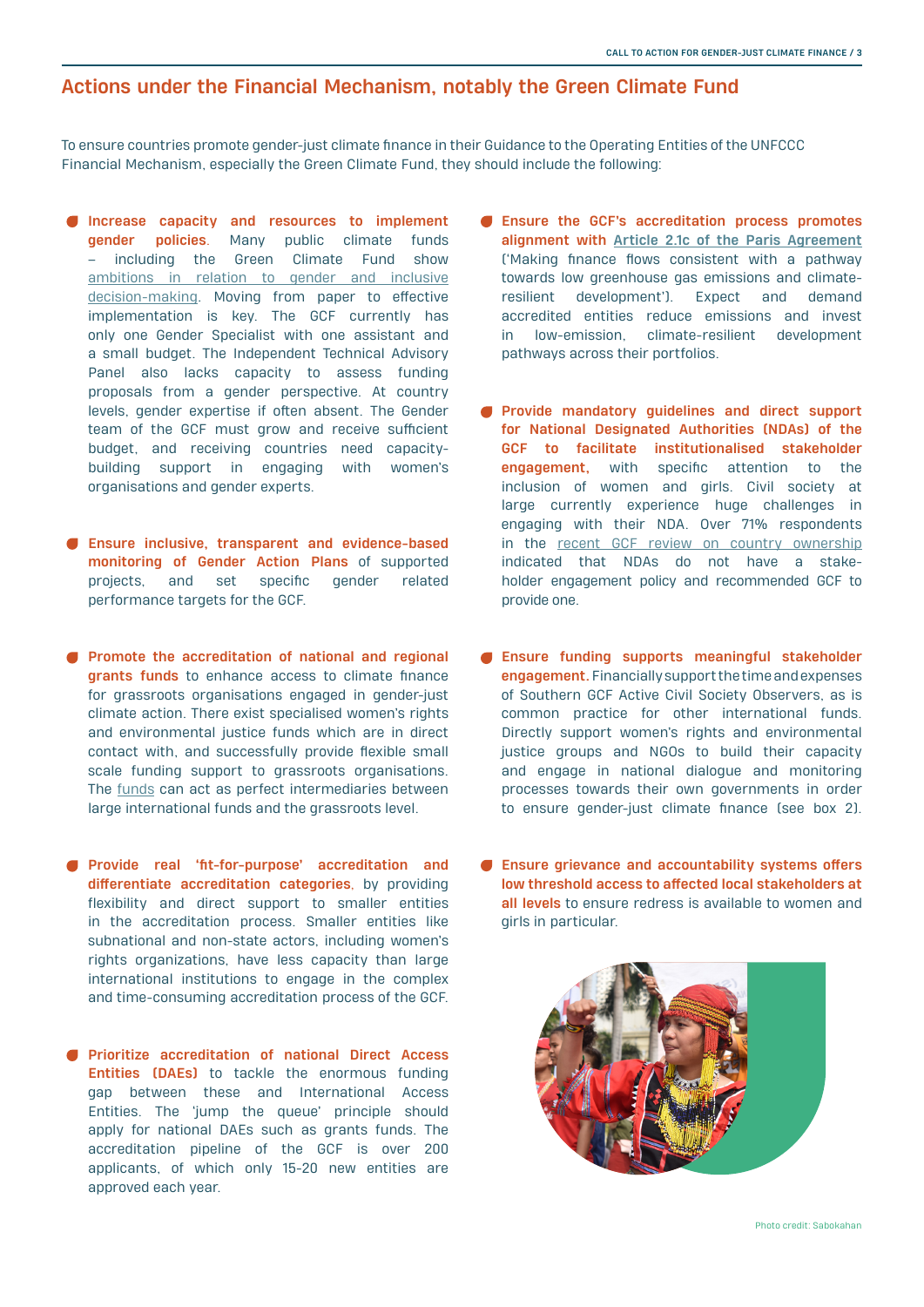## Actions under the Financial Mechanism, notably the Green Climate Fund

To ensure countries promote gender-just climate finance in their Guidance to the Operating Entities of the UNFCCC Financial Mechanism, especially the Green Climate Fund, they should include the following:

- **Increase capacity and resources to implement gender policies**. Many public climate funds – including the Green Climate Fund show ambitions in relation to gender and inclusive decision-making. Moving from paper to effective implementation is key. The GCF currently has only one Gender Specialist with one assistant and a small budget. The Independent Technical Advisory Panel also lacks capacity to assess funding proposals from a gender perspective. At country levels, gender expertise if often absent. The Gender team of the GCF must grow and receive sufficient budget, and receiving countries need capacity-building support in engaging with women's organisations and gender experts.

- **Ensure inclusive, transparent and evidence-based monitoring of Gender Action Plans** of supported projects, and set specific gender related performance targets for the GCF.

- **Promote the accreditation of national and regional grants funds** to enhance access to climate finance for grassroots organisations engaged in gender-just climate action. There exist specialised women's rights and environmental justice funds which are in direct contact with, and successfully provide flexible small scale funding support to grassroots organisations. The funds can act as perfect intermediaries between large international funds and the grassroots level.

- **Provide real 'fit-for-purpose' accreditation and differentiate accreditation categories**, by providing flexibility and direct support to smaller entities in the accreditation process. Smaller entities like subnational and non-state actors, including women's rights organizations, have less capacity than large international institutions to engage in the complex and time-consuming accreditation process of the GCF.

- **Prioritize accreditation of national Direct Access Entities (DAEs)** to tackle the enormous funding gap between these and International Access Entities. The 'jump the queue' principle should apply for national DAEs such as grants funds. The accreditation pipeline of the GCF is over 200 applicants, of which only 15-20 new entities are approved each year.

- **Ensure the GCF's accreditation process promotes alignment with Article 2.1c of the Paris Agreement** ('Making finance flows consistent with a pathway towards low greenhouse gas emissions and climate-resilient development'). Expect and demand accredited entities reduce emissions and invest in low-emission, climate-resilient development pathways across their portfolios.

- **Provide mandatory guidelines and direct support for National Designated Authorities (NDAs) of the GCF to facilitate institutionalised stakeholder engagement,** with specific attention to the inclusion of women and girls. Civil society at large currently experience huge challenges in engaging with their NDA. Over 71% respondents in the recent GCF review on country ownership indicated that NDAs do not have a stake-holder engagement policy and recommended GCF to provide one.

- **Ensure funding supports meaningful stakeholder engagement.** Financially support the time and expenses of Southern GCF Active Civil Society Observers, as is common practice for other international funds. Directly support women's rights and environmental justice groups and NGOs to build their capacity and engage in national dialogue and monitoring processes towards their own governments in order to ensure gender-just climate finance (see box 2).

- **Ensure grievance and accountability systems offers low threshold access to affected local stakeholders at all levels** to ensure redress is available to women and girls in particular.

Photo credit: Sabokahan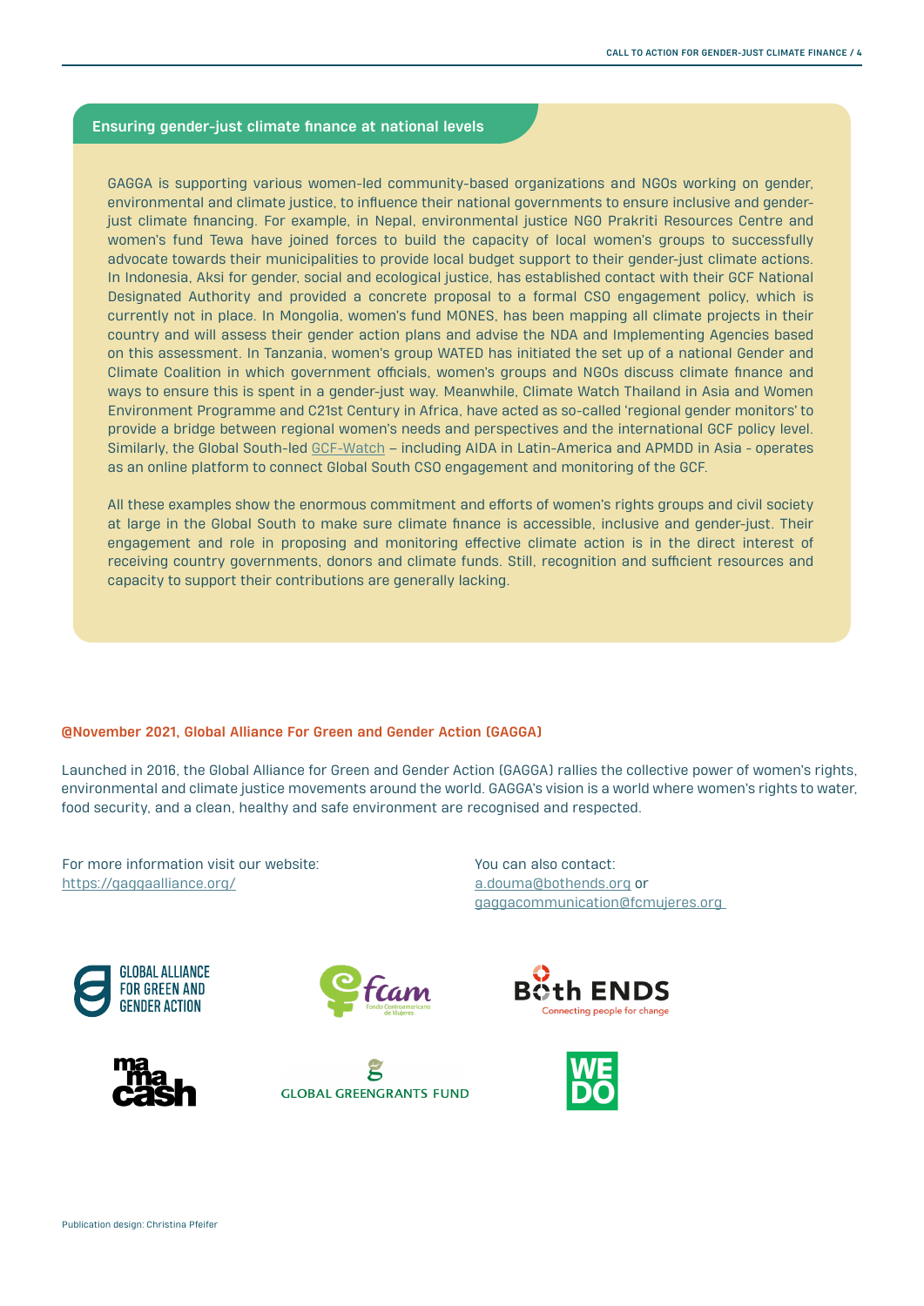## Ensuring gender-just climate finance at national levels

GAGGA is supporting various women-led community-based organizations and NGOs working on gender, environmental and climate justice, to influence their national governments to ensure inclusive and gender-just climate financing. For example, in Nepal, environmental justice NGO Prakriti Resources Centre and women's fund Tewa have joined forces to build the capacity of local women's groups to successfully advocate towards their municipalities to provide local budget support to their gender-just climate actions. In Indonesia, Aksi for gender, social and ecological justice, has established contact with their GCF National Designated Authority and provided a concrete proposal to a formal CSO engagement policy, which is currently not in place. In Mongolia, women's fund MONES, has been mapping all climate projects in their country and will assess their gender action plans and advise the NDA and Implementing Agencies based on this assessment. In Tanzania, women's group WATED has initiated the set up of a national Gender and Climate Coalition in which government officials, women's groups and NGOs discuss climate finance and ways to ensure this is spent in a gender-just way. Meanwhile, Climate Watch Thailand in Asia and Women Environment Programme and C21st Century in Africa, have acted as so-called 'regional gender monitors' to provide a bridge between regional women's needs and perspectives and the international GCF policy level. Similarly, the Global South-led GCF-Watch – including AIDA in Latin-America and APMDD in Asia - operates as an online platform to connect Global South CSO engagement and monitoring of the GCF.

All these examples show the enormous commitment and efforts of women's rights groups and civil society at large in the Global South to make sure climate finance is accessible, inclusive and gender-just. Their engagement and role in proposing and monitoring effective climate action is in the direct interest of receiving country governments, donors and climate funds. Still, recognition and sufficient resources and capacity to support their contributions are generally lacking.

**@November 2021, Global Alliance For Green and Gender Action (GAGGA)**

Launched in 2016, the Global Alliance for Green and Gender Action (GAGGA) rallies the collective power of women's rights, environmental and climate justice movements around the world. GAGGA's vision is a world where women's rights to water, food security, and a clean, healthy and safe environment are recognised and respected.

For more information visit our website:
https://gaggaalliance.org/

You can also contact:
a.douma@bothends.org or
gaggacommunication@fcmujeres.org

GLOBAL ALLIANCE FOR GREEN AND GENDER ACTION

fcam Fondo Centroamericano de Mujeres

Both ENDS Connecting people for change

mama cash

GLOBAL GREENGRANTS FUND

WEDO

Publication design: Christina Pfeifer